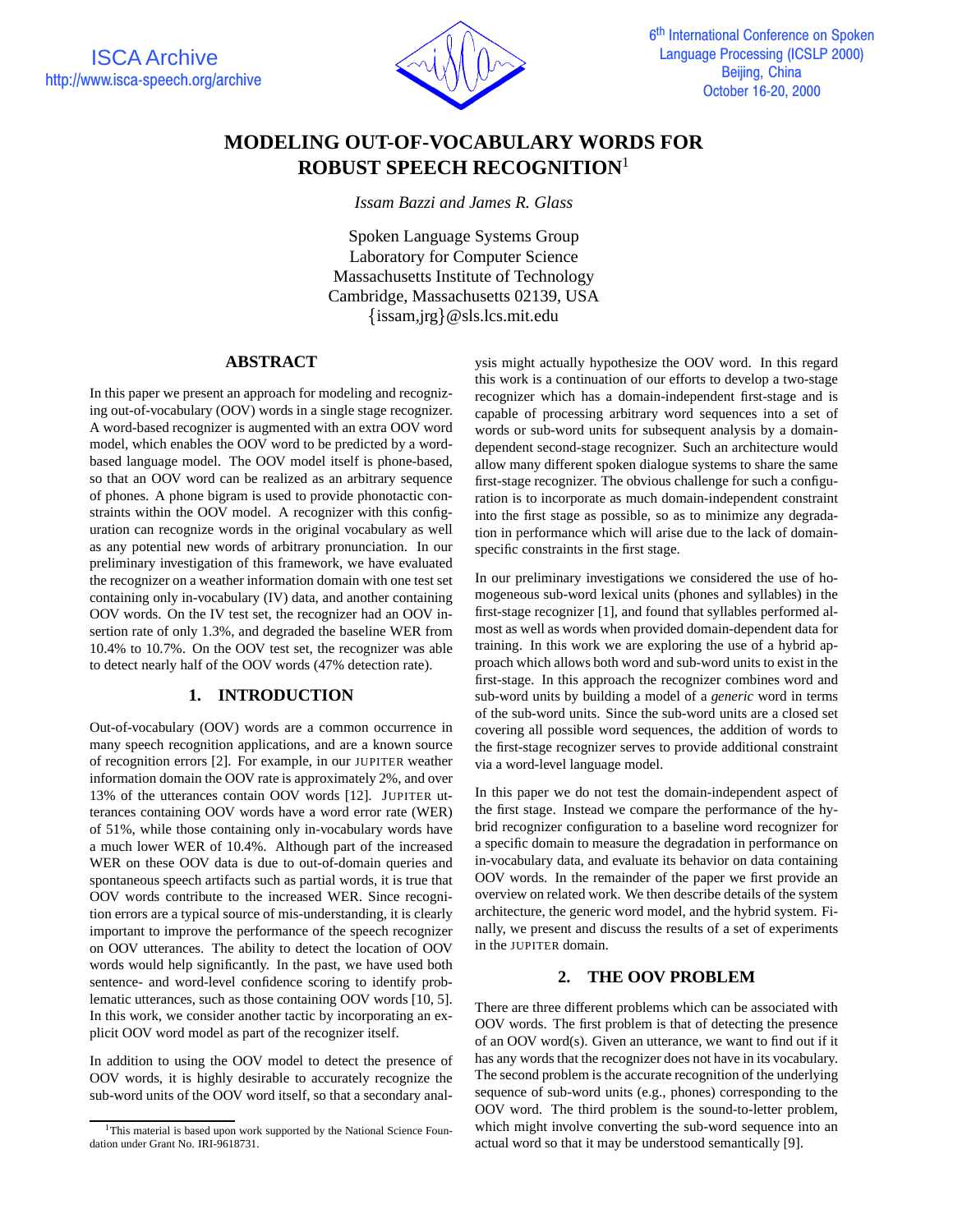# MODELING OUT-OF-VOCABULARY WORDS FOR ROBUST SPEECH RECOGNITION[1]

*Issam Bazzi and James R. Glass*

Spoken Language Systems Group
Laboratory for Computer Science
Massachusetts Institute of Technology
Cambridge, Massachusetts 02139, USA
{issam,jrg}@sls.lcs.mit.edu

## ABSTRACT

In this paper we present an approach for modeling and recognizing out-of-vocabulary (OOV) words in a single stage recognizer. A word-based recognizer is augmented with an extra OOV word model, which enables the OOV word to be predicted by a word-based language model. The OOV model itself is phone-based, so that an OOV word can be realized as an arbitrary sequence of phones. A phone bigram is used to provide phonotactic constraints within the OOV model. A recognizer with this configuration can recognize words in the original vocabulary as well as any potential new words of arbitrary pronunciation. In our preliminary investigation of this framework, we have evaluated the recognizer on a weather information domain with one test set containing only in-vocabulary (IV) data, and another containing OOV words. On the IV test set, the recognizer had an OOV insertion rate of only 1.3%, and degraded the baseline WER from 10.4% to 10.7%. On the OOV test set, the recognizer was able to detect nearly half of the OOV words (47% detection rate).

## 1. INTRODUCTION

Out-of-vocabulary (OOV) words are a common occurrence in many speech recognition applications, and are a known source of recognition errors [2]. For example, in our JUPITER weather information domain the OOV rate is approximately 2%, and over 13% of the utterances contain OOV words [12]. JUPITER utterances containing OOV words have a word error rate (WER) of 51%, while those containing only in-vocabulary words have a much lower WER of 10.4%. Although part of the increased WER on these OOV data is due to out-of-domain queries and spontaneous speech artifacts such as partial words, it is true that OOV words contribute to the increased WER. Since recognition errors are a typical source of mis-understanding, it is clearly important to improve the performance of the speech recognizer on OOV utterances. The ability to detect the location of OOV words would help significantly. In the past, we have used both sentence- and word-level confidence scoring to identify problematic utterances, such as those containing OOV words [10, 5]. In this work, we consider another tactic by incorporating an explicit OOV word model as part of the recognizer itself.

In addition to using the OOV model to detect the presence of OOV words, it is highly desirable to accurately recognize the sub-word units of the OOV word itself, so that a secondary analysis might actually hypothesize the OOV word. In this regard this work is a continuation of our efforts to develop a two-stage recognizer which has a domain-independent first-stage and is capable of processing arbitrary word sequences into a set of words or sub-word units for subsequent analysis by a domain-dependent second-stage recognizer. Such an architecture would allow many different spoken dialogue systems to share the same first-stage recognizer. The obvious challenge for such a configuration is to incorporate as much domain-independent constraint into the first stage as possible, so as to minimize any degradation in performance which will arise due to the lack of domain-specific constraints in the first stage.

In our preliminary investigations we considered the use of homogeneous sub-word lexical units (phones and syllables) in the first-stage recognizer [1], and found that syllables performed almost as well as words when provided domain-dependent data for training. In this work we are exploring the use of a hybrid approach which allows both word and sub-word units to exist in the first-stage. In this approach the recognizer combines word and sub-word units by building a model of a *generic* word in terms of the sub-word units. Since the sub-word units are a closed set covering all possible word sequences, the addition of words to the first-stage recognizer serves to provide additional constraint via a word-level language model.

In this paper we do not test the domain-independent aspect of the first stage. Instead we compare the performance of the hybrid recognizer configuration to a baseline word recognizer for a specific domain to measure the degradation in performance on in-vocabulary data, and evaluate its behavior on data containing OOV words. In the remainder of the paper we first provide an overview on related work. We then describe details of the system architecture, the generic word model, and the hybrid system. Finally, we present and discuss the results of a set of experiments in the JUPITER domain.

## 2. THE OOV PROBLEM

There are three different problems which can be associated with OOV words. The first problem is that of detecting the presence of an OOV word(s). Given an utterance, we want to find out if it has any words that the recognizer does not have in its vocabulary. The second problem is the accurate recognition of the underlying sequence of sub-word units (e.g., phones) corresponding to the OOV word. The third problem is the sound-to-letter problem, which might involve converting the sub-word sequence into an actual word so that it may be understood semantically [9].

[1] This material is based upon work supported by the National Science Foundation under Grant No. IRI-9618731.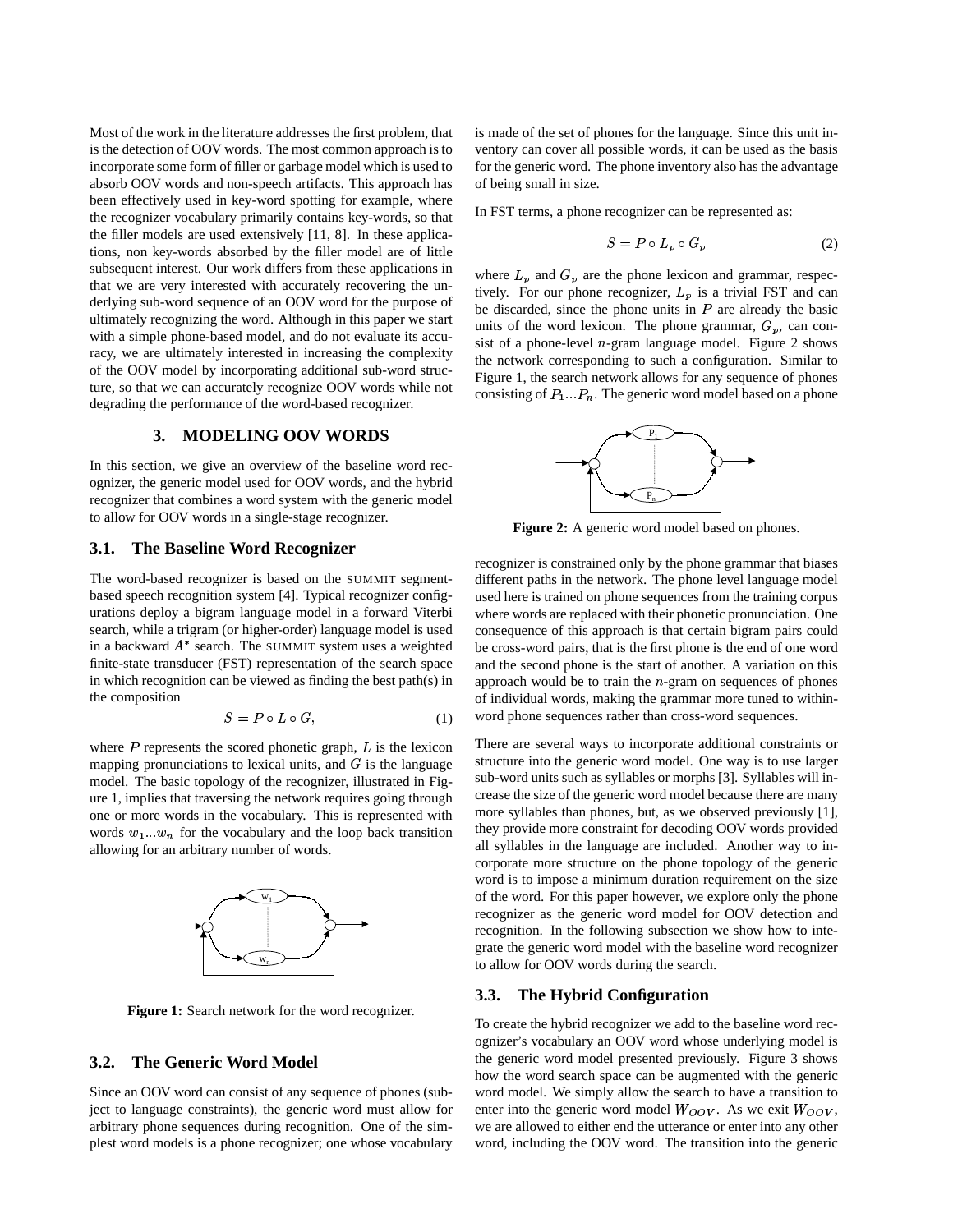Most of the work in the literature addresses the first problem, that is the detection of OOV words. The most common approach is to incorporate some form of filler or garbage model which is used to absorb OOV words and non-speech artifacts. This approach has been effectively used in key-word spotting for example, where the recognizer vocabulary primarily contains key-words, so that the filler models are used extensively [11, 8]. In these applications, non key-words absorbed by the filler model are of little subsequent interest. Our work differs from these applications in that we are very interested with accurately recovering the underlying sub-word sequence of an OOV word for the purpose of ultimately recognizing the word. Although in this paper we start with a simple phone-based model, and do not evaluate its accuracy, we are ultimately interested in increasing the complexity of the OOV model by incorporating additional sub-word structure, so that we can accurately recognize OOV words while not degrading the performance of the word-based recognizer.

## 3. MODELING OOV WORDS

In this section, we give an overview of the baseline word recognizer, the generic model used for OOV words, and the hybrid recognizer that combines a word system with the generic model to allow for OOV words in a single-stage recognizer.

### 3.1. The Baseline Word Recognizer

The word-based recognizer is based on the SUMMIT segment-based speech recognition system [4]. Typical recognizer configurations deploy a bigram language model in a forward Viterbi search, while a trigram (or higher-order) language model is used in a backward $A^*$ search. The SUMMIT system uses a weighted finite-state transducer (FST) representation of the search space in which recognition can be viewed as finding the best path(s) in the composition

$$S = P \circ L \circ G, \tag{1}$$

where $P$ represents the scored phonetic graph, $L$ is the lexicon mapping pronunciations to lexical units, and $G$ is the language model. The basic topology of the recognizer, illustrated in Figure 1, implies that traversing the network requires going through one or more words in the vocabulary. This is represented with words $w_1 ... w_n$ for the vocabulary and the loop back transition allowing for an arbitrary number of words.

**Figure 1:** Search network for the word recognizer.

### 3.2. The Generic Word Model

Since an OOV word can consist of any sequence of phones (subject to language constraints), the generic word must allow for arbitrary phone sequences during recognition. One of the simplest word models is a phone recognizer; one whose vocabulary is made of the set of phones for the language. Since this unit inventory can cover all possible words, it can be used as the basis for the generic word. The phone inventory also has the advantage of being small in size.

In FST terms, a phone recognizer can be represented as:

$$S = P \circ L_p \circ G_p \tag{2}$$

where $L_p$ and $G_p$ are the phone lexicon and grammar, respectively. For our phone recognizer, $L_p$ is a trivial FST and can be discarded, since the phone units in $P$ are already the basic units of the word lexicon. The phone grammar, $G_p$, can consist of a phone-level $n$-gram language model. Figure 2 shows the network corresponding to such a configuration. Similar to Figure 1, the search network allows for any sequence of phones consisting of $P_1 ... P_n$. The generic word model based on a phone recognizer is constrained only by the phone grammar that biases different paths in the network. The phone level language model used here is trained on phone sequences from the training corpus where words are replaced with their phonetic pronunciation. One consequence of this approach is that certain bigram pairs could be cross-word pairs, that is the first phone is the end of one word and the second phone is the start of another. A variation on this approach would be to train the $n$-gram on sequences of phones of individual words, making the grammar more tuned to within-word phone sequences rather than cross-word sequences.

**Figure 2:** A generic word model based on phones.

There are several ways to incorporate additional constraints or structure into the generic word model. One way is to use larger sub-word units such as syllables or morphs [3]. Syllables will increase the size of the generic word model because there are many more syllables than phones, but, as we observed previously [1], they provide more constraint for decoding OOV words provided all syllables in the language are included. Another way to incorporate more structure on the phone topology of the generic word is to impose a minimum duration requirement on the size of the word. For this paper however, we explore only the phone recognizer as the generic word model for OOV detection and recognition. In the following subsection we show how to integrate the generic word model with the baseline word recognizer to allow for OOV words during the search.

### 3.3. The Hybrid Configuration

To create the hybrid recognizer we add to the baseline word recognizer's vocabulary an OOV word whose underlying model is the generic word model presented previously. Figure 3 shows how the word search space can be augmented with the generic word model. We simply allow the search to have a transition to enter into the generic word model $W_{OOV}$. As we exit $W_{OOV}$, we are allowed to either end the utterance or enter into any other word, including the OOV word. The transition into the generic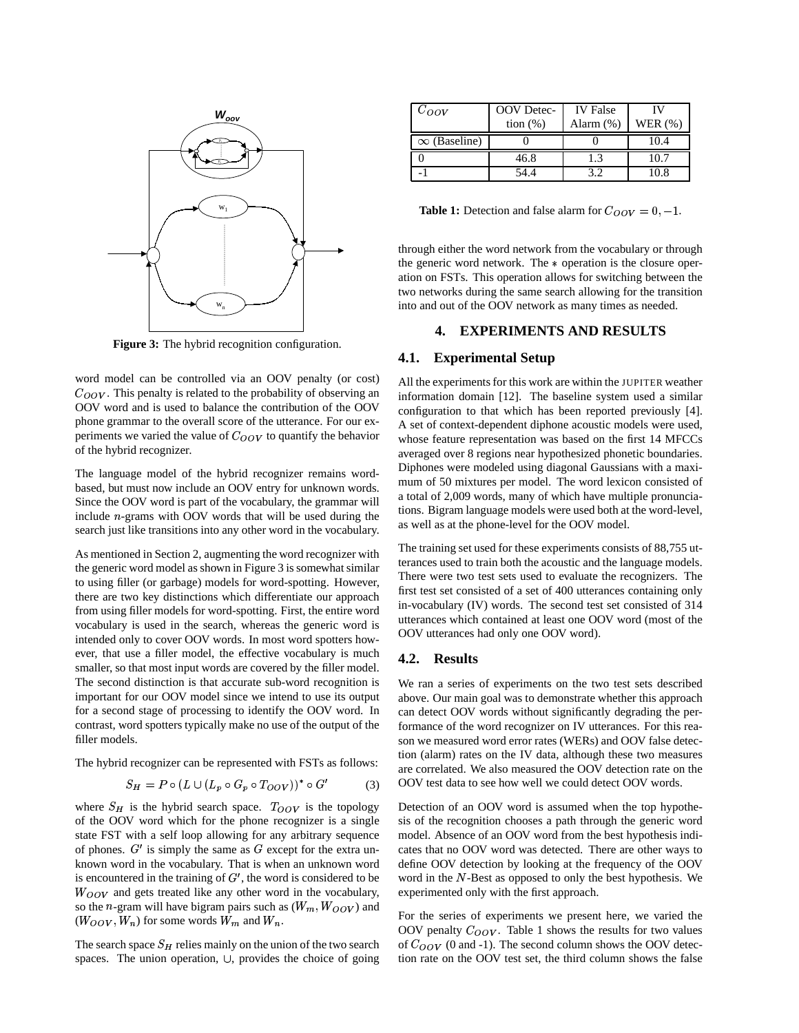Figure 3: The hybrid recognition configuration.

word model can be controlled via an OOV penalty (or cost) $C_{OOV}$. This penalty is related to the probability of observing an OOV word and is used to balance the contribution of the OOV phone grammar to the overall score of the utterance. For our experiments we varied the value of $C_{OOV}$ to quantify the behavior of the hybrid recognizer.

The language model of the hybrid recognizer remains word-based, but must now include an OOV entry for unknown words. Since the OOV word is part of the vocabulary, the grammar will include $n$-grams with OOV words that will be used during the search just like transitions into any other word in the vocabulary.

As mentioned in Section 2, augmenting the word recognizer with the generic word model as shown in Figure 3 is somewhat similar to using filler (or garbage) models for word-spotting. However, there are two key distinctions which differentiate our approach from using filler models for word-spotting. First, the entire word vocabulary is used in the search, whereas the generic word is intended only to cover OOV words. In most word spotters however, that use a filler model, the effective vocabulary is much smaller, so that most input words are covered by the filler model. The second distinction is that accurate sub-word recognition is important for our OOV model since we intend to use its output for a second stage of processing to identify the OOV word. In contrast, word spotters typically make no use of the output of the filler models.

The hybrid recognizer can be represented with FSTs as follows:

$$S_H = P \circ (L \cup (L_p \circ G_p \circ T_{OOV}))^* \circ G' \qquad (3)$$

where $S_H$ is the hybrid search space. $T_{OOV}$ is the topology of the OOV word which for the phone recognizer is a single state FST with a self loop allowing for any arbitrary sequence of phones. $G'$ is simply the same as $G$ except for the extra unknown word in the vocabulary. That is when an unknown word is encountered in the training of $G'$, the word is considered to be $W_{OOV}$ and gets treated like any other word in the vocabulary, so the $n$-gram will have bigram pairs such as $(W_m, W_{OOV})$ and $(W_{OOV}, W_n)$ for some words $W_m$ and $W_n$.

The search space $S_H$ relies mainly on the union of the two search spaces. The union operation, $\cup$, provides the choice of going through either the word network from the vocabulary or through the generic word network. The $*$ operation is the closure operation on FSTs. This operation allows for switching between the two networks during the same search allowing for the transition into and out of the OOV network as many times as needed.

| $C_{OOV}$ | OOV Detection (%) | IV False Alarm (%) | IV WER (%) |
|---|---|---|---|
| $\infty$ (Baseline) | 0 | 0 | 10.4 |
| 0 | 46.8 | 1.3 | 10.7 |
| -1 | 54.4 | 3.2 | 10.8 |

**Table 1:** Detection and false alarm for $C_{OOV} = 0, -1$.

## 4. EXPERIMENTS AND RESULTS

### 4.1. Experimental Setup

All the experiments for this work are within the JUPITER weather information domain [12]. The baseline system used a similar configuration to that which has been reported previously [4]. A set of context-dependent diphone acoustic models were used, whose feature representation was based on the first 14 MFCCs averaged over 8 regions near hypothesized phonetic boundaries. Diphones were modeled using diagonal Gaussians with a maximum of 50 mixtures per model. The word lexicon consisted of a total of 2,009 words, many of which have multiple pronunciations. Bigram language models were used both at the word-level, as well as at the phone-level for the OOV model.

The training set used for these experiments consists of 88,755 utterances used to train both the acoustic and the language models. There were two test sets used to evaluate the recognizers. The first test set consisted of a set of 400 utterances containing only in-vocabulary (IV) words. The second test set consisted of 314 utterances which contained at least one OOV word (most of the OOV utterances had only one OOV word).

### 4.2. Results

We ran a series of experiments on the two test sets described above. Our main goal was to demonstrate whether this approach can detect OOV words without significantly degrading the performance of the word recognizer on IV utterances. For this reason we measured word error rates (WERs) and OOV false detection (alarm) rates on the IV data, although these two measures are correlated. We also measured the OOV detection rate on the OOV test data to see how well we could detect OOV words.

Detection of an OOV word is assumed when the top hypothesis of the recognition chooses a path through the generic word model. Absence of an OOV word from the best hypothesis indicates that no OOV word was detected. There are other ways to define OOV detection by looking at the frequency of the OOV word in the $N$-Best as opposed to only the best hypothesis. We experimented only with the first approach.

For the series of experiments we present here, we varied the OOV penalty $C_{OOV}$. Table 1 shows the results for two values of $C_{OOV}$ (0 and -1). The second column shows the OOV detection rate on the OOV test set, the third column shows the false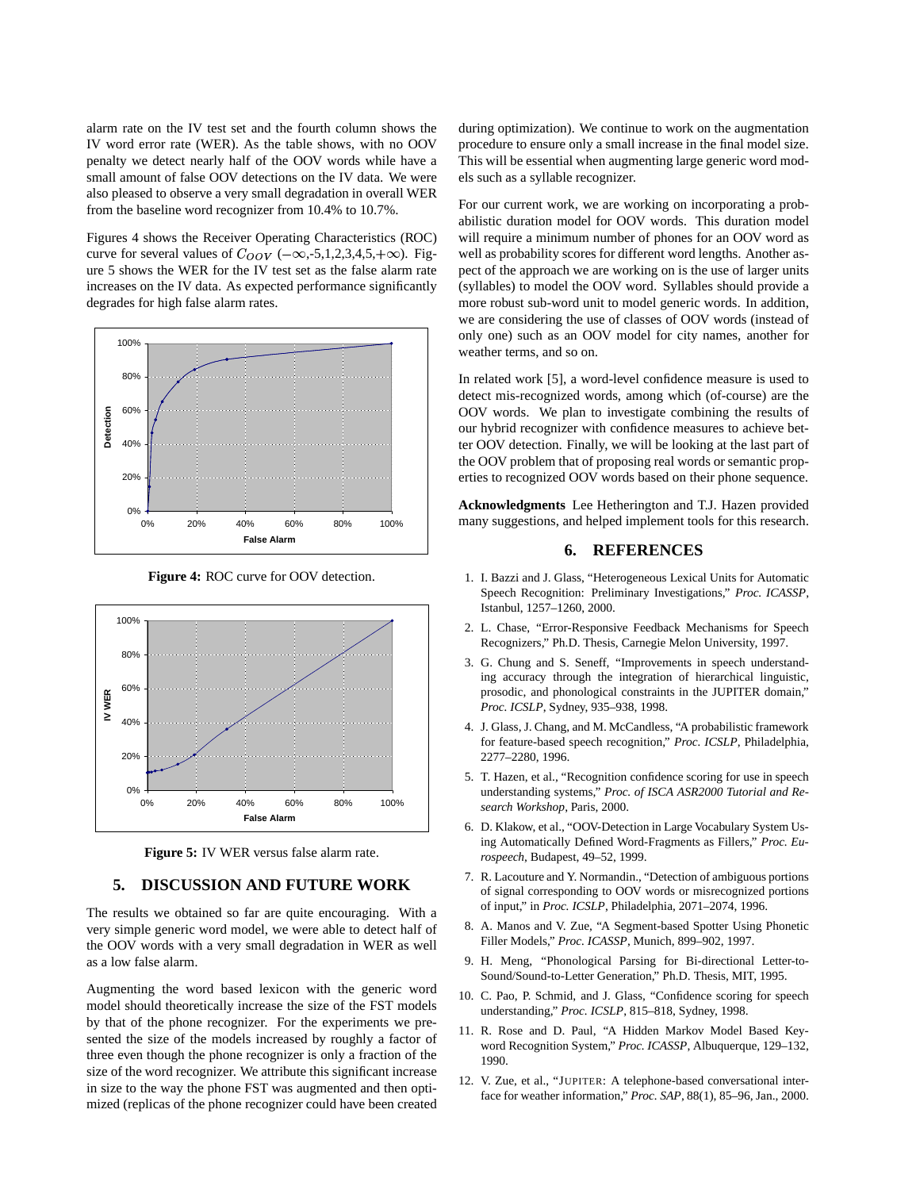alarm rate on the IV test set and the fourth column shows the IV word error rate (WER). As the table shows, with no OOV penalty we detect nearly half of the OOV words while have a small amount of false OOV detections on the IV data. We were also pleased to observe a very small degradation in overall WER from the baseline word recognizer from 10.4% to 10.7%.

Figures 4 shows the Receiver Operating Characteristics (ROC) curve for several values of $C_{OOV}$ ($-\infty$,-5,1,2,3,4,5,$+\infty$). Figure 5 shows the WER for the IV test set as the false alarm rate increases on the IV data. As expected performance significantly degrades for high false alarm rates.

100%
80%
60%
40%
20%
0%
Detection
0% 20% 40% 60% 80% 100%
False Alarm

**Figure 4:** ROC curve for OOV detection.

100%
80%
60%
40%
20%
0%
IV WER
0% 20% 40% 60% 80% 100%
False Alarm

**Figure 5:** IV WER versus false alarm rate.

## 5. DISCUSSION AND FUTURE WORK

The results we obtained so far are quite encouraging. With a very simple generic word model, we were able to detect half of the OOV words with a very small degradation in WER as well as a low false alarm.

Augmenting the word based lexicon with the generic word model should theoretically increase the size of the FST models by that of the phone recognizer. For the experiments we presented the size of the models increased by roughly a factor of three even though the phone recognizer is only a fraction of the size of the word recognizer. We attribute this significant increase in size to the way the phone FST was augmented and then optimized (replicas of the phone recognizer could have been created during optimization). We continue to work on the augmentation procedure to ensure only a small increase in the final model size. This will be essential when augmenting large generic word models such as a syllable recognizer.

For our current work, we are working on incorporating a probabilistic duration model for OOV words. This duration model will require a minimum number of phones for an OOV word as well as probability scores for different word lengths. Another aspect of the approach we are working on is the use of larger units (syllables) to model the OOV word. Syllables should provide a more robust sub-word unit to model generic words. In addition, we are considering the use of classes of OOV words (instead of only one) such as an OOV model for city names, another for weather terms, and so on.

In related work [5], a word-level confidence measure is used to detect mis-recognized words, among which (of-course) are the OOV words. We plan to investigate combining the results of our hybrid recognizer with confidence measures to achieve better OOV detection. Finally, we will be looking at the last part of the OOV problem that of proposing real words or semantic properties to recognized OOV words based on their phone sequence.

**Acknowledgments** Lee Hetherington and T.J. Hazen provided many suggestions, and helped implement tools for this research.

## 6. REFERENCES

1. I. Bazzi and J. Glass, "Heterogeneous Lexical Units for Automatic Speech Recognition: Preliminary Investigations," *Proc. ICASSP*, Istanbul, 1257–1260, 2000.
2. L. Chase, "Error-Responsive Feedback Mechanisms for Speech Recognizers," Ph.D. Thesis, Carnegie Melon University, 1997.
3. G. Chung and S. Seneff, "Improvements in speech understanding accuracy through the integration of hierarchical linguistic, prosodic, and phonological constraints in the JUPITER domain," *Proc. ICSLP*, Sydney, 935–938, 1998.
4. J. Glass, J. Chang, and M. McCandless, "A probabilistic framework for feature-based speech recognition," *Proc. ICSLP*, Philadelphia, 2277–2280, 1996.
5. T. Hazen, et al., "Recognition confidence scoring for use in speech understanding systems," *Proc. of ISCA ASR2000 Tutorial and Research Workshop*, Paris, 2000.
6. D. Klakow, et al., "OOV-Detection in Large Vocabulary System Using Automatically Defined Word-Fragments as Fillers," *Proc. Eurospeech*, Budapest, 49–52, 1999.
7. R. Lacouture and Y. Normandin., "Detection of ambiguous portions of signal corresponding to OOV words or misrecognized portions of input," in *Proc. ICSLP*, Philadelphia, 2071–2074, 1996.
8. A. Manos and V. Zue, "A Segment-based Spotter Using Phonetic Filler Models," *Proc. ICASSP*, Munich, 899–902, 1997.
9. H. Meng, "Phonological Parsing for Bi-directional Letter-to-Sound/Sound-to-Letter Generation," Ph.D. Thesis, MIT, 1995.
10. C. Pao, P. Schmid, and J. Glass, "Confidence scoring for speech understanding," *Proc. ICSLP*, 815–818, Sydney, 1998.
11. R. Rose and D. Paul, "A Hidden Markov Model Based Keyword Recognition System," *Proc. ICASSP*, Albuquerque, 129–132, 1990.
12. V. Zue, et al., "JUPITER: A telephone-based conversational interface for weather information," *Proc. SAP*, 88(1), 85–96, Jan., 2000.